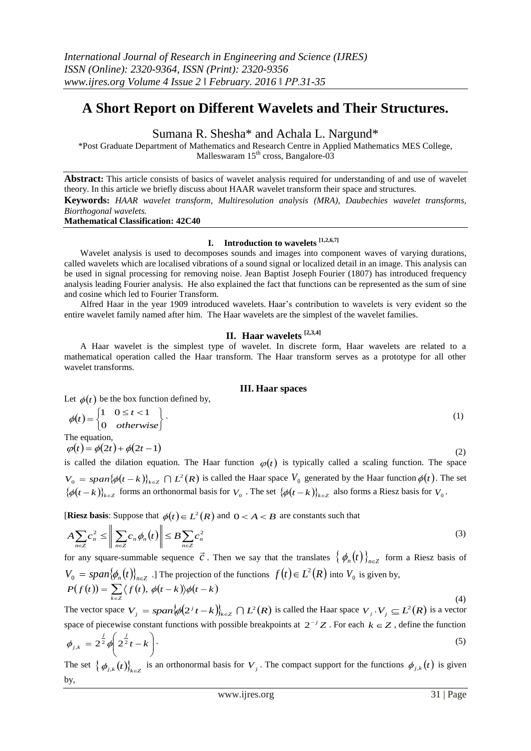# A Short Report on Different Wavelets and Their Structures.

Sumana R. Shesha* and Achala L. Nargund*

*Post Graduate Department of Mathematics and Research Centre in Applied Mathematics MES College, Malleswaram 15th cross, Bangalore-03

**Abstract:** This article consists of basics of wavelet analysis required for understanding of and use of wavelet theory. In this article we briefly discuss about HAAR wavelet transform their space and structures.

**Keywords:** *HAAR wavelet transform, Multiresolution analysis (MRA), Daubechies wavelet transforms, Biorthogonal wavelets.*

**Mathematical Classification: 42C40**

## I. Introduction to wavelets [1,2,6,7]

Wavelet analysis is used to decomposes sounds and images into component waves of varying durations, called wavelets which are localised vibrations of a sound signal or localized detail in an image. This analysis can be used in signal processing for removing noise. Jean Baptist Joseph Fourier (1807) has introduced frequency analysis leading Fourier analysis. He also explained the fact that functions can be represented as the sum of sine and cosine which led to Fourier Transform.

Alfred Haar in the year 1909 introduced wavelets. Haar's contribution to wavelets is very evident so the entire wavelet family named after him. The Haar wavelets are the simplest of the wavelet families.

## II. Haar wavelets [2,3,4]

A Haar wavelet is the simplest type of wavelet. In discrete form, Haar wavelets are related to a mathematical operation called the Haar transform. The Haar transform serves as a prototype for all other wavelet transforms.

### III. Haar spaces

Let $\phi(t)$ be the box function defined by,

$$\phi(t) = \begin{Bmatrix} 1 & 0 \le t < 1 \\ 0 & otherwise \end{Bmatrix}. \tag{1}$$

The equation,

$$\varphi(t) = \phi(2t) + \phi(2t-1) \tag{2}$$

is called the dilation equation. The Haar function $\varphi(t)$ is typically called a scaling function. The space $V_0 = span\{\phi(t-k)\}_{k\in Z} \cap L^2(R)$ is called the Haar space $V_0$ generated by the Haar function $\phi(t)$. The set $\{\phi(t-k)\}_{k\in Z}$ forms an orthonormal basis for $V_0$. The set $\{\phi(t-k)\}_{k\in Z}$ also forms a Riesz basis for $V_0$.

[**Riesz basis**: Suppose that $\phi(t) \in L^2(R)$ and $0 < A < B$ are constants such that

$$A\sum_{n\in Z} c_n^2 \le \left\| \sum_{n\in Z} c_n \phi_n(t) \right\| \le B\sum_{n\in Z} c_n^2 \tag{3}$$

for any square-summable sequence $\vec{c}$. Then we say that the translates $\{\phi_n(t)\}_{n\in Z}$ form a Riesz basis of $V_0 = span\{\phi_n(t)\}_{n\in Z}$.] The projection of the functions $f(t) \in L^2(R)$ into $V_0$ is given by,

$$P(f(t)) = \sum_{k\in Z} \langle f(t), \phi(t-k) \rangle \phi(t-k) \tag{4}$$

The vector space $V_j = span\{\phi(2^j t - k)\}_{k\in Z} \cap L^2(R)$ is called the Haar space $V_j . V_j \subseteq L^2(R)$ is a vector space of piecewise constant functions with possible breakpoints at $2^{-j}Z$. For each $k \in Z$, define the function

$$\phi_{j,k} = 2^{\frac{j}{2}} \phi\left( 2^{\frac{j}{2}} t - k \right). \tag{5}$$

The set $\{\phi_{j,k}(t)\}_{k\in Z}$ is an orthonormal basis for $V_j$. The compact support for the functions $\phi_{j,k}(t)$ is given by,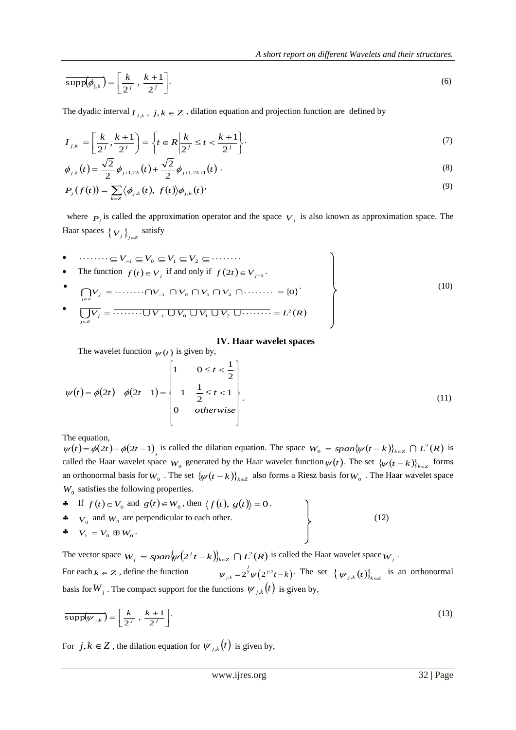$$\overline{\text{supp}(\phi_{j,k})} = \left[\frac{k}{2^j}, \frac{k+1}{2^j}\right]. \tag{6}$$

The dyadic interval $I_{j,k}$, $j,k \in Z$, dilation equation and projection function are defined by

$$I_{j,k} = \left[\frac{k}{2^j}, \frac{k+1}{2^j}\right) = \left\{t \in R \middle| \frac{k}{2^j} \le t < \frac{k+1}{2^j}\right\}. \tag{7}$$

$$\phi_{j,k}(t) = \frac{\sqrt{2}}{2}\phi_{j+1,2k}(t) + \frac{\sqrt{2}}{2}\phi_{j+1,2k+1}(t) \ . \tag{8}$$

$$P_j(f(t)) = \sum_{k \in Z} \langle \phi_{j,k}(t),\ f(t) \rangle \phi_{j,k}(t), \tag{9}$$

where $P_j$ is called the approximation operator and the space $V_j$ is also known as approximation space. The Haar spaces $\{V_j\}_{j \in Z}$ satisfy

$$\left.\begin{array}{l}
\bullet \quad \cdots\cdots \subseteq V_{-1} \subseteq V_0 \subseteq V_1 \subseteq V_2 \subseteq \cdots\cdots \\
\bullet \quad \text{The function } f(t) \in V_j \text{ if and only if } f(2t) \in V_{j+1}. \\
\bullet \quad \bigcap_{j \in Z} V_j = \cdots\cdots \cap V_{-1} \cap V_0 \cap V_1 \cap V_2 \cap \cdots\cdots = \{0\}. \\
\bullet \quad \overline{\bigcup_{j \in Z} V_j} = \overline{\cdots\cdots \cup V_{-1} \cup V_0 \cup V_1 \cup V_2 \cup \cdots\cdots} = L^2(R)
\end{array}\right\} \tag{10}$$

## IV. Haar wavelet spaces

The wavelet function $\psi(t)$ is given by,

$$\psi(t) = \phi(2t) - \phi(2t-1) = \begin{cases} 1 & 0 \le t < \frac{1}{2} \\ -1 & \frac{1}{2} \le t < 1 \\ 0 & otherwise \end{cases}. \tag{11}$$

The equation,
$\psi(t) = \phi(2t) - \phi(2t-1)$, is called the dilation equation. The space $W_0 = span\{\psi(t-k)\}_{k \in Z} \cap L^2(R)$ is called the Haar wavelet space $W_0$ generated by the Haar wavelet function $\psi(t)$. The set $\{\psi(t-k)\}_{k \in Z}$ forms an orthonormal basis for $W_0$. The set $\{\psi(t-k)\}_{k \in Z}$ also forms a Riesz basis for $W_0$. The Haar wavelet space $W_0$ satisfies the following properties.

$$\left.\begin{array}{l}
\clubsuit \quad \text{If } f(t) \in V_0 \text{ and } g(t) \in W_0, \text{ then } \langle f(t),\ g(t) \rangle = 0. \\
\clubsuit \quad V_0 \text{ and } W_0 \text{ are perpendicular to each other.} \\
\clubsuit \quad V_1 = V_0 \oplus W_0.
\end{array}\right\} \tag{12}$$

The vector space $W_j = span\{\psi(2^j t - k)\}_{k \in Z} \cap L^2(R)$ is called the Haar wavelet space $W_j$.
For each $k \in Z$, define the function $\psi_{j,k} = 2^{\frac{j}{2}}\psi(2^{j/2}t - k)$. The set $\{\psi_{j,k}(t)\}_{k \in Z}$ is an orthonormal basis for $W_j$. The compact support for the functions $\psi_{j,k}(t)$ is given by,

$$\overline{\text{supp}(\psi_{j,k})} = \left[\frac{k}{2^j}, \frac{k+1}{2^j}\right]. \tag{13}$$

For $j,k \in Z$, the dilation equation for $\psi_{j,k}(t)$ is given by,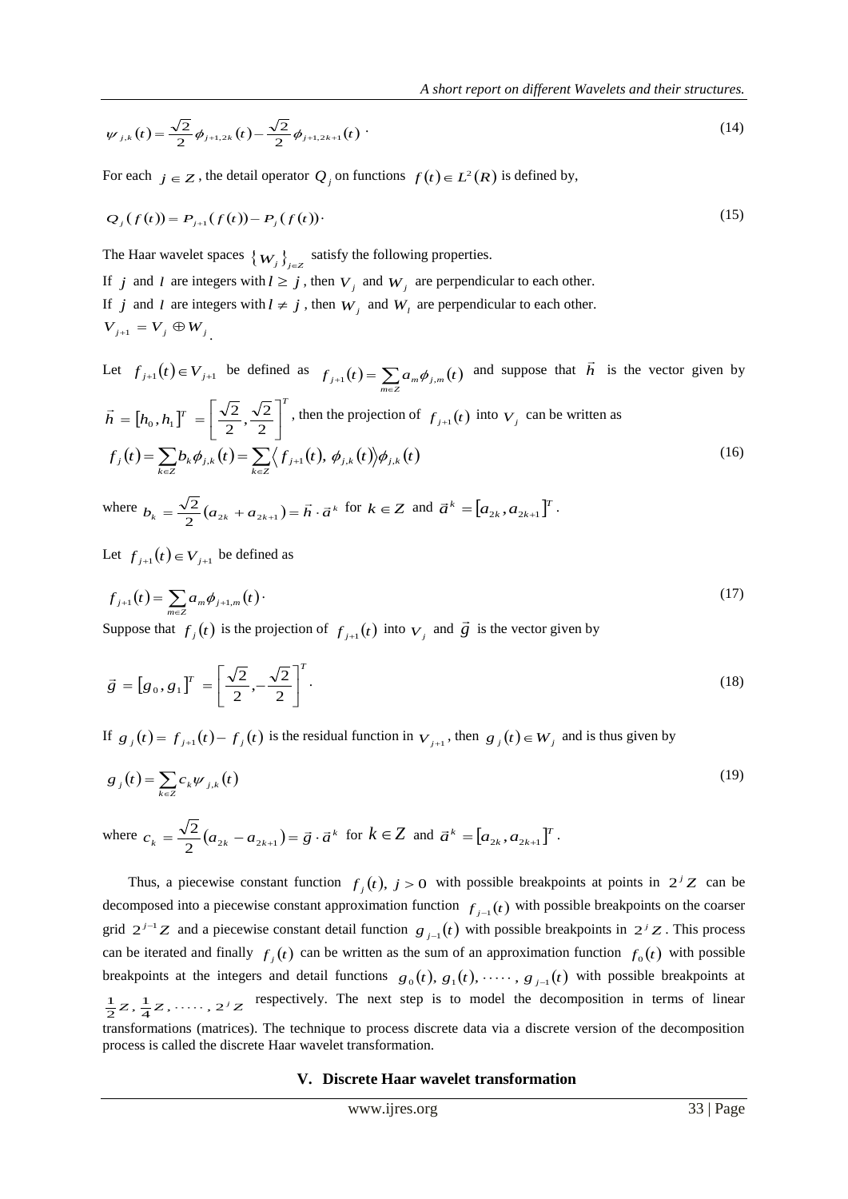$$\psi_{j,k}(t) = \frac{\sqrt{2}}{2}\phi_{j+1,2k}(t) - \frac{\sqrt{2}}{2}\phi_{j+1,2k+1}(t) \cdot \tag{14}$$

For each $j \in Z$, the detail operator $Q_j$ on functions $f(t) \in L^2(R)$ is defined by,

$$Q_j(f(t)) = P_{j+1}(f(t)) - P_j(f(t)) \cdot \tag{15}$$

The Haar wavelet spaces $\{W_j\}_{j\in Z}$ satisfy the following properties.

If $j$ and $l$ are integers with $l \geq j$, then $V_j$ and $W_j$ are perpendicular to each other.

If $j$ and $l$ are integers with $l \neq j$, then $W_j$ and $W_l$ are perpendicular to each other.

$V_{j+1} = V_j \oplus W_j$.

Let $f_{j+1}(t) \in V_{j+1}$ be defined as $f_{j+1}(t) = \sum_{m\in Z} a_m \phi_{j,m}(t)$ and suppose that $\vec{h}$ is the vector given by $\vec{h} = [h_0, h_1]^T = \left[\frac{\sqrt{2}}{2}, \frac{\sqrt{2}}{2}\right]^T$, then the projection of $f_{j+1}(t)$ into $V_j$ can be written as

$$f_j(t) = \sum_{k\in Z} b_k \phi_{j,k}(t) = \sum_{k\in Z} \langle f_{j+1}(t), \phi_{j,k}(t) \rangle \phi_{j,k}(t) \tag{16}$$

where $b_k = \frac{\sqrt{2}}{2}(a_{2k} + a_{2k+1}) = \vec{h} \cdot \vec{a}^k$ for $k \in Z$ and $\vec{a}^k = [a_{2k}, a_{2k+1}]^T$.

Let $f_{j+1}(t) \in V_{j+1}$ be defined as

$$f_{j+1}(t) = \sum_{m\in Z} a_m \phi_{j+1,m}(t) \cdot \tag{17}$$

Suppose that $f_j(t)$ is the projection of $f_{j+1}(t)$ into $V_j$ and $\vec{g}$ is the vector given by

$$\vec{g} = [g_0, g_1]^T = \left[\frac{\sqrt{2}}{2}, -\frac{\sqrt{2}}{2}\right]^T. \tag{18}$$

If $g_j(t) = f_{j+1}(t) - f_j(t)$ is the residual function in $V_{j+1}$, then $g_j(t) \in W_j$ and is thus given by

$$g_j(t) = \sum_{k\in Z} c_k \psi_{j,k}(t) \tag{19}$$

where $c_k = \frac{\sqrt{2}}{2}(a_{2k} - a_{2k+1}) = \vec{g} \cdot \vec{a}^k$ for $k \in Z$ and $\vec{a}^k = [a_{2k}, a_{2k+1}]^T$.

Thus, a piecewise constant function $f_j(t),\ j > 0$ with possible breakpoints at points in $2^j Z$ can be decomposed into a piecewise constant approximation function $f_{j-1}(t)$ with possible breakpoints on the coarser grid $2^{j-1}Z$ and a piecewise constant detail function $g_{j-1}(t)$ with possible breakpoints in $2^j Z$. This process can be iterated and finally $f_j(t)$ can be written as the sum of an approximation function $f_0(t)$ with possible breakpoints at the integers and detail functions $g_0(t), g_1(t), \cdots\cdots, g_{j-1}(t)$ with possible breakpoints at $\frac{1}{2}Z, \frac{1}{4}Z, \cdots\cdots, 2^j Z$ respectively. The next step is to model the decomposition in terms of linear transformations (matrices). The technique to process discrete data via a discrete version of the decomposition process is called the discrete Haar wavelet transformation.

## V. Discrete Haar wavelet transformation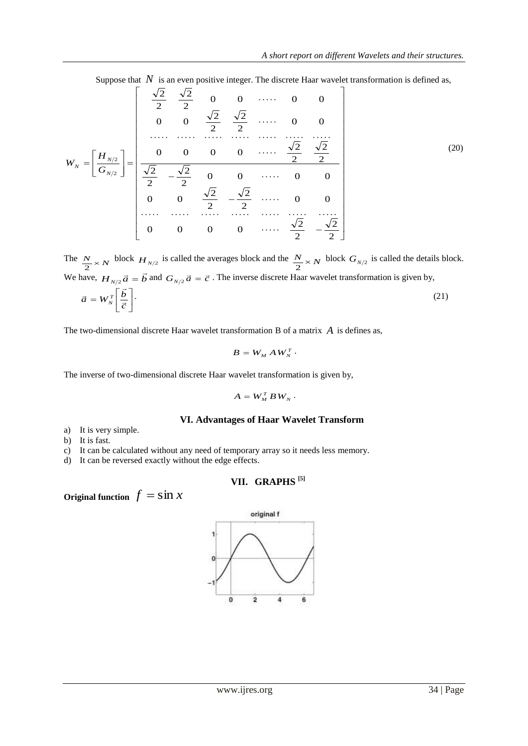Suppose that $N$ is an even positive integer. The discrete Haar wavelet transformation is defined as,

$$W_N = \begin{bmatrix} H_{N/2} \\ G_{N/2} \end{bmatrix} = \left[\begin{array}{ccccccc} \frac{\sqrt{2}}{2} & \frac{\sqrt{2}}{2} & 0 & 0 & \cdots\cdots & 0 & 0 \\ 0 & 0 & \frac{\sqrt{2}}{2} & \frac{\sqrt{2}}{2} & \cdots\cdots & 0 & 0 \\ \cdots\cdots & \cdots\cdots & \cdots\cdots & \cdots\cdots & \cdots\cdots & \cdots\cdots & \cdots\cdots \\ 0 & 0 & 0 & 0 & \cdots\cdots & \frac{\sqrt{2}}{2} & \frac{\sqrt{2}}{2} \\ \hline \frac{\sqrt{2}}{2} & -\frac{\sqrt{2}}{2} & 0 & 0 & \cdots\cdots & 0 & 0 \\ 0 & 0 & \frac{\sqrt{2}}{2} & -\frac{\sqrt{2}}{2} & \cdots\cdots & 0 & 0 \\ \cdots\cdots & \cdots\cdots & \cdots\cdots & \cdots\cdots & \cdots\cdots & \cdots\cdots & \cdots\cdots \\ 0 & 0 & 0 & 0 & \cdots\cdots & \frac{\sqrt{2}}{2} & -\frac{\sqrt{2}}{2} \end{array}\right] \tag{20}$$

The $\frac{N}{2} \times N$ block $H_{N/2}$ is called the averages block and the $\frac{N}{2} \times N$ block $G_{N/2}$ is called the details block. We have, $H_{N/2}\vec{a} = \vec{b}$ and $G_{N/2}\vec{a} = \vec{c}$ . The inverse discrete Haar wavelet transformation is given by,

$$\vec{a} = W_N^T \begin{bmatrix} \vec{b} \\ \vec{c} \end{bmatrix}. \tag{21}$$

The two-dimensional discrete Haar wavelet transformation B of a matrix $A$ is defines as,

$$B = W_M A W_N^T.$$

The inverse of two-dimensional discrete Haar wavelet transformation is given by,

$$A = W_M^T B W_N.$$

## VI. Advantages of Haar Wavelet Transform

a) It is very simple.
b) It is fast.
c) It can be calculated without any need of temporary array so it needs less memory.
d) It can be reversed exactly without the edge effects.

## VII. GRAPHS [5]

**Original function** $f = \sin x$

original f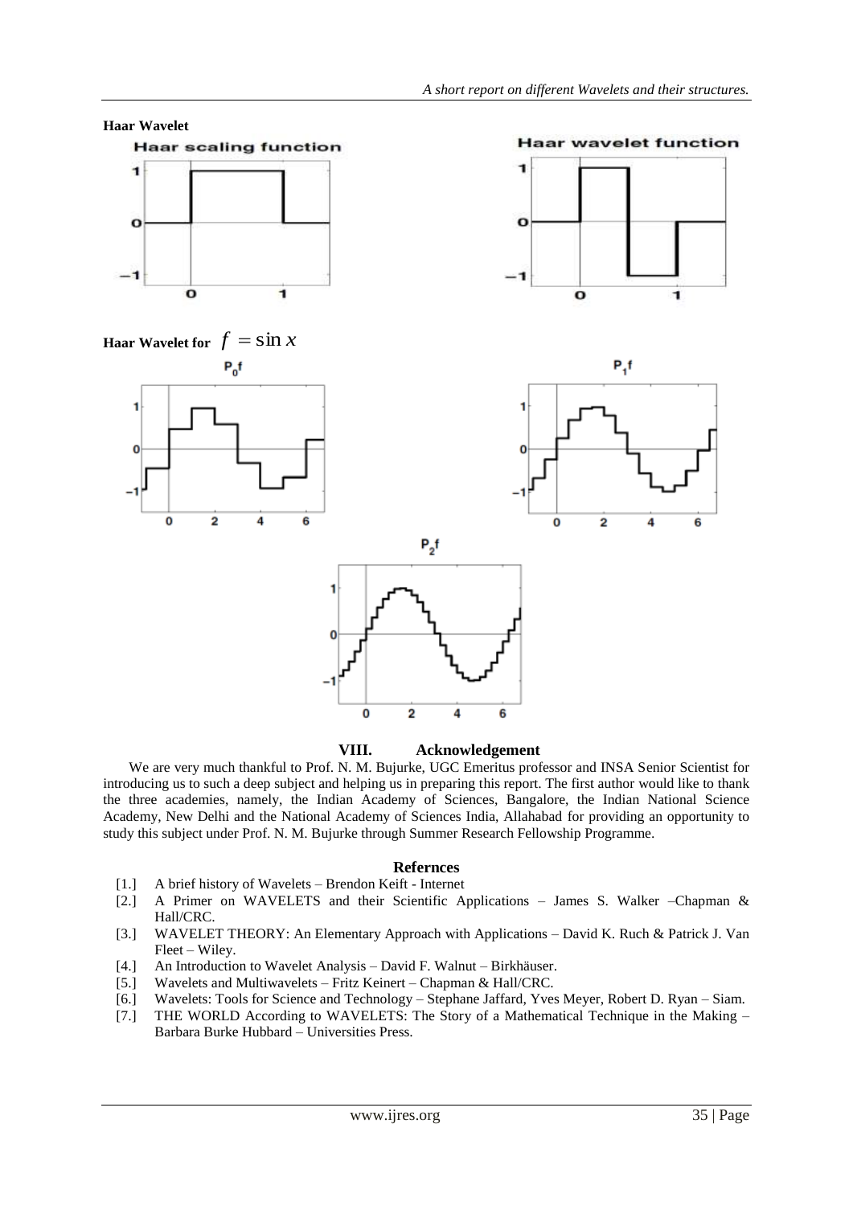**Haar Wavelet**

Haar scaling function

1

0

−1

0 1

Haar wavelet function

1

0

−1

0 1

**Haar Wavelet for** $f = \sin x$

$P_0 f$

1

0

−1

0 2 4 6

$P_1 f$

1

0

−1

0 2 4 6

$P_2 f$

1

0

−1

0 2 4 6

## VIII. Acknowledgement

We are very much thankful to Prof. N. M. Bujurke, UGC Emeritus professor and INSA Senior Scientist for introducing us to such a deep subject and helping us in preparing this report. The first author would like to thank the three academies, namely, the Indian Academy of Sciences, Bangalore, the Indian National Science Academy, New Delhi and the National Academy of Sciences India, Allahabad for providing an opportunity to study this subject under Prof. N. M. Bujurke through Summer Research Fellowship Programme.

## Refernces

[1.] A brief history of Wavelets – Brendon Keift - Internet

[2.] A Primer on WAVELETS and their Scientific Applications – James S. Walker –Chapman & Hall/CRC.

[3.] WAVELET THEORY: An Elementary Approach with Applications – David K. Ruch & Patrick J. Van Fleet – Wiley.

[4.] An Introduction to Wavelet Analysis – David F. Walnut – Birkhäuser.

[5.] Wavelets and Multiwavelets – Fritz Keinert – Chapman & Hall/CRC.

[6.] Wavelets: Tools for Science and Technology – Stephane Jaffard, Yves Meyer, Robert D. Ryan – Siam.

[7.] THE WORLD According to WAVELETS: The Story of a Mathematical Technique in the Making – Barbara Burke Hubbard – Universities Press.